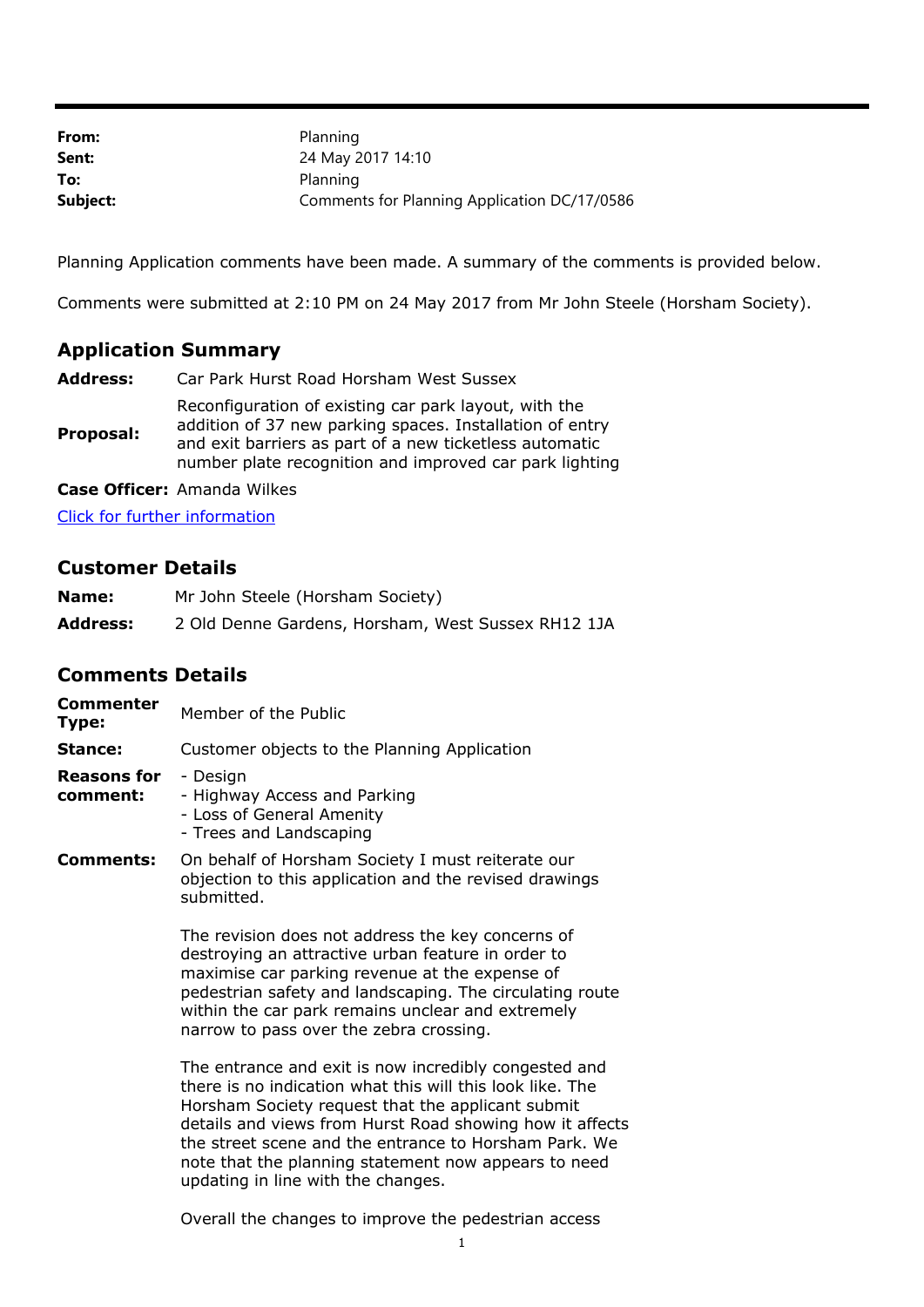| | |
|---|---|
| **From:** | Planning |
| **Sent:** | 24 May 2017 14:10 |
| **To:** | Planning |
| **Subject:** | Comments for Planning Application DC/17/0586 |

Planning Application comments have been made. A summary of the comments is provided below.

Comments were submitted at 2:10 PM on 24 May 2017 from Mr John Steele (Horsham Society).

## Application Summary

| | |
|---|---|
| **Address:** | Car Park Hurst Road Horsham West Sussex |
| **Proposal:** | Reconfiguration of existing car park layout, with the addition of 37 new parking spaces. Installation of entry and exit barriers as part of a new ticketless automatic number plate recognition and improved car park lighting |
| **Case Officer:** | Amanda Wilkes |

Click for further information

## Customer Details

| | |
|---|---|
| **Name:** | Mr John Steele (Horsham Society) |
| **Address:** | 2 Old Denne Gardens, Horsham, West Sussex RH12 1JA |

## Comments Details

**Commenter Type:** Member of the Public

**Stance:** Customer objects to the Planning Application

**Reasons for comment:**
- Design
- Highway Access and Parking
- Loss of General Amenity
- Trees and Landscaping

**Comments:** On behalf of Horsham Society I must reiterate our objection to this application and the revised drawings submitted.

The revision does not address the key concerns of destroying an attractive urban feature in order to maximise car parking revenue at the expense of pedestrian safety and landscaping. The circulating route within the car park remains unclear and extremely narrow to pass over the zebra crossing.

The entrance and exit is now incredibly congested and there is no indication what this will this look like. The Horsham Society request that the applicant submit details and views from Hurst Road showing how it affects the street scene and the entrance to Horsham Park. We note that the planning statement now appears to need updating in line with the changes.

Overall the changes to improve the pedestrian access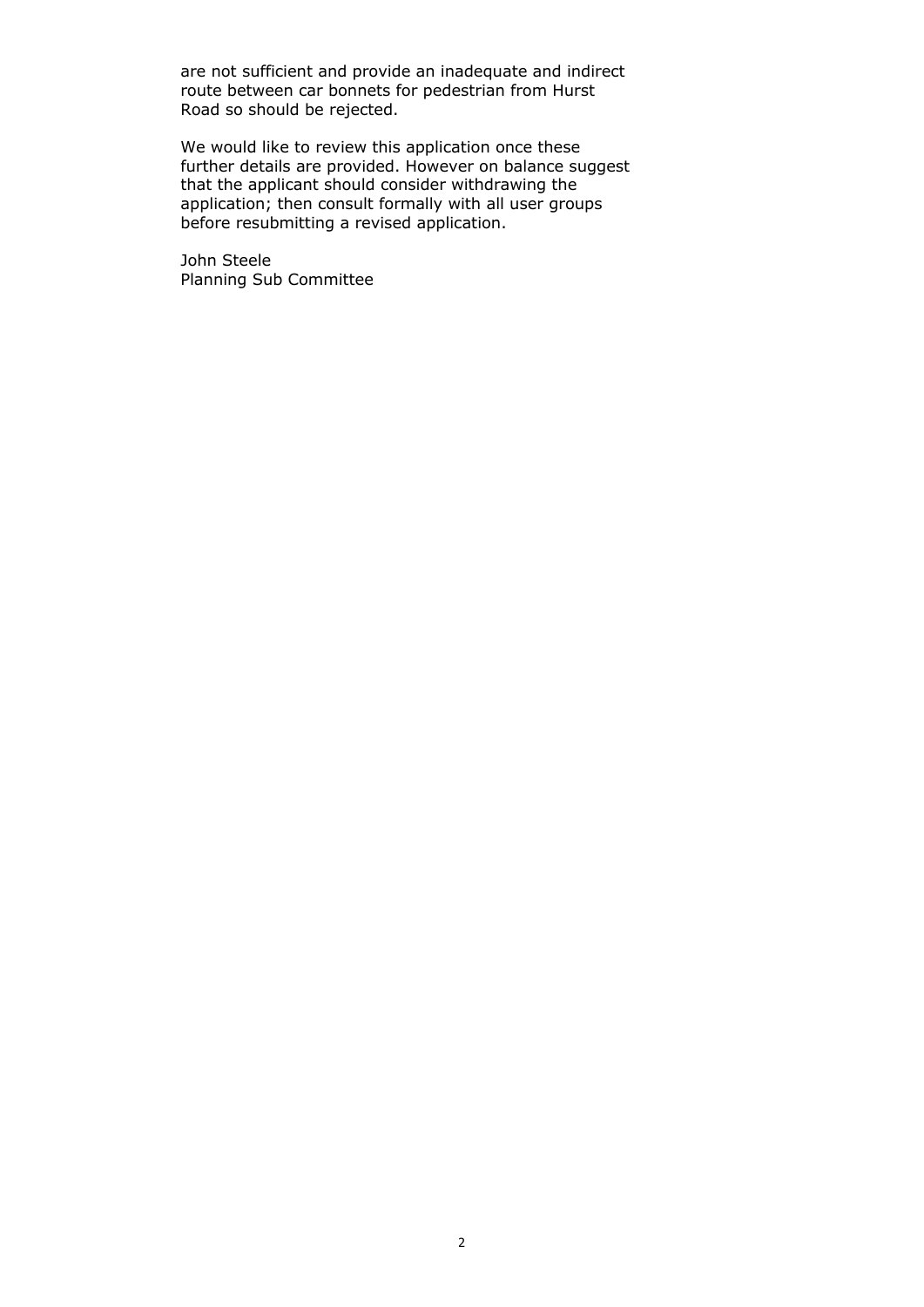are not sufficient and provide an inadequate and indirect route between car bonnets for pedestrian from Hurst Road so should be rejected.

We would like to review this application once these further details are provided. However on balance suggest that the applicant should consider withdrawing the application; then consult formally with all user groups before resubmitting a revised application.

John Steele
Planning Sub Committee